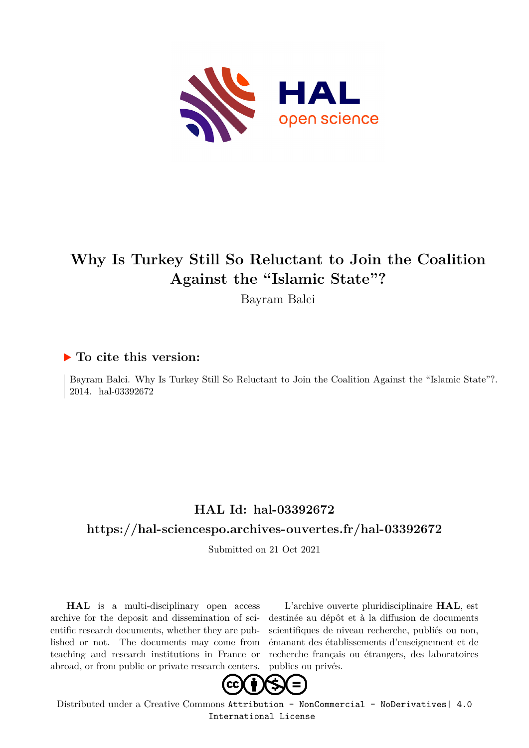# Why Is Turkey Still So Reluctant to Join the Coalition Against the "Islamic State"?

Bayram Balci

## ▶ To cite this version:

Bayram Balci. Why Is Turkey Still So Reluctant to Join the Coalition Against the "Islamic State"?. 2014. hal-03392672

## HAL Id: hal-03392672

## https://hal-sciencespo.archives-ouvertes.fr/hal-03392672

Submitted on 21 Oct 2021

**HAL** is a multi-disciplinary open access archive for the deposit and dissemination of scientific research documents, whether they are published or not. The documents may come from teaching and research institutions in France or abroad, or from public or private research centers.

L'archive ouverte pluridisciplinaire **HAL**, est destinée au dépôt et à la diffusion de documents scientifiques de niveau recherche, publiés ou non, émanant des établissements d'enseignement et de recherche français ou étrangers, des laboratoires publics ou privés.

Distributed under a Creative Commons Attribution - NonCommercial - NoDerivatives| 4.0 International License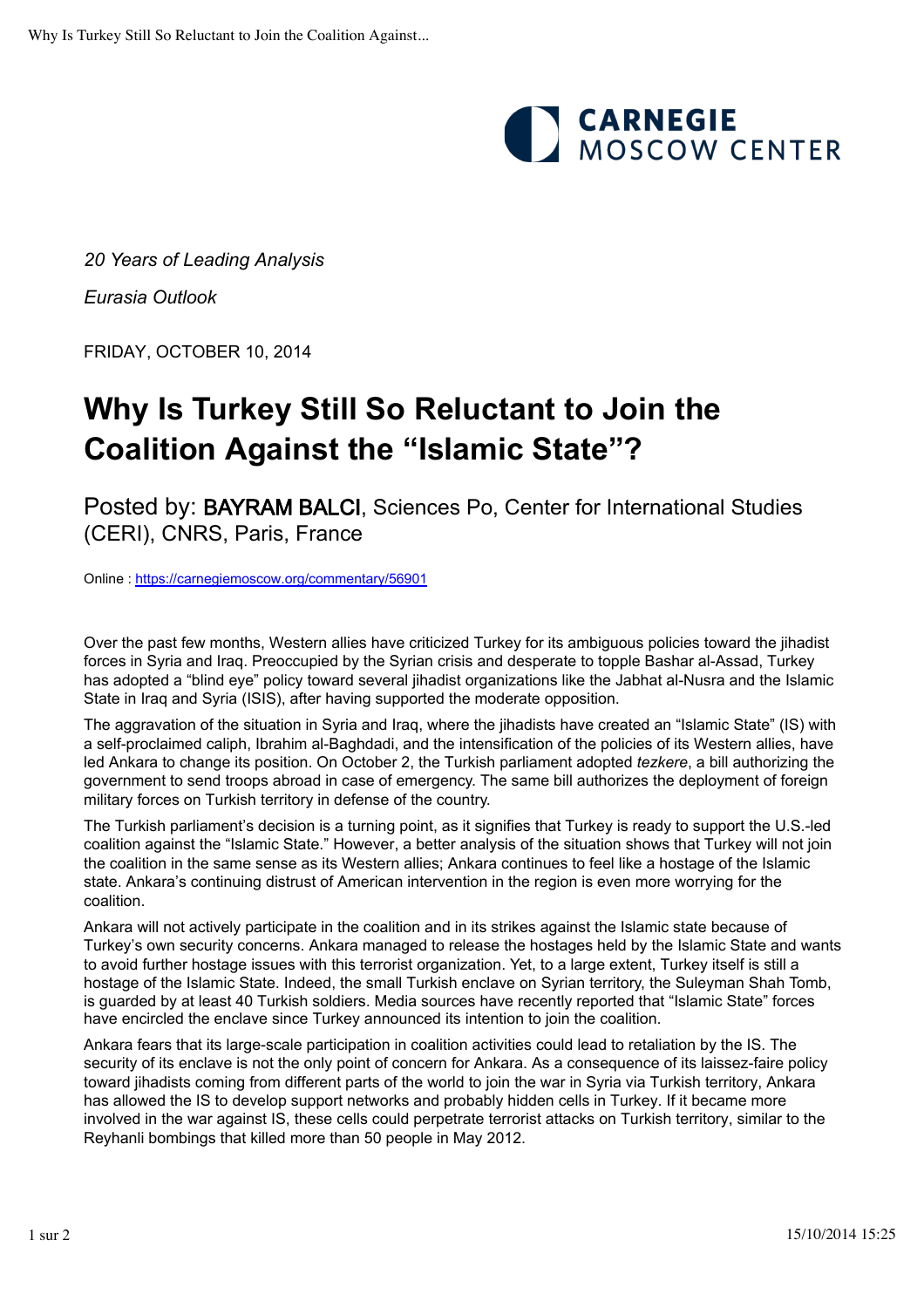![CARNEGIE MOSCOW CENTER]

*20 Years of Leading Analysis*

*Eurasia Outlook*

FRIDAY, OCTOBER 10, 2014

# Why Is Turkey Still So Reluctant to Join the Coalition Against the "Islamic State"?

Posted by: **BAYRAM BALCI**, Sciences Po, Center for International Studies (CERI), CNRS, Paris, France

Online : https://carnegiemoscow.org/commentary/56901

Over the past few months, Western allies have criticized Turkey for its ambiguous policies toward the jihadist forces in Syria and Iraq. Preoccupied by the Syrian crisis and desperate to topple Bashar al-Assad, Turkey has adopted a "blind eye" policy toward several jihadist organizations like the Jabhat al-Nusra and the Islamic State in Iraq and Syria (ISIS), after having supported the moderate opposition.

The aggravation of the situation in Syria and Iraq, where the jihadists have created an "Islamic State" (IS) with a self-proclaimed caliph, Ibrahim al-Baghdadi, and the intensification of the policies of its Western allies, have led Ankara to change its position. On October 2, the Turkish parliament adopted *tezkere*, a bill authorizing the government to send troops abroad in case of emergency. The same bill authorizes the deployment of foreign military forces on Turkish territory in defense of the country.

The Turkish parliament's decision is a turning point, as it signifies that Turkey is ready to support the U.S.-led coalition against the "Islamic State." However, a better analysis of the situation shows that Turkey will not join the coalition in the same sense as its Western allies; Ankara continues to feel like a hostage of the Islamic state. Ankara's continuing distrust of American intervention in the region is even more worrying for the coalition.

Ankara will not actively participate in the coalition and in its strikes against the Islamic state because of Turkey's own security concerns. Ankara managed to release the hostages held by the Islamic State and wants to avoid further hostage issues with this terrorist organization. Yet, to a large extent, Turkey itself is still a hostage of the Islamic State. Indeed, the small Turkish enclave on Syrian territory, the Suleyman Shah Tomb, is guarded by at least 40 Turkish soldiers. Media sources have recently reported that "Islamic State" forces have encircled the enclave since Turkey announced its intention to join the coalition.

Ankara fears that its large-scale participation in coalition activities could lead to retaliation by the IS. The security of its enclave is not the only point of concern for Ankara. As a consequence of its laissez-faire policy toward jihadists coming from different parts of the world to join the war in Syria via Turkish territory, Ankara has allowed the IS to develop support networks and probably hidden cells in Turkey. If it became more involved in the war against IS, these cells could perpetrate terrorist attacks on Turkish territory, similar to the Reyhanli bombings that killed more than 50 people in May 2012.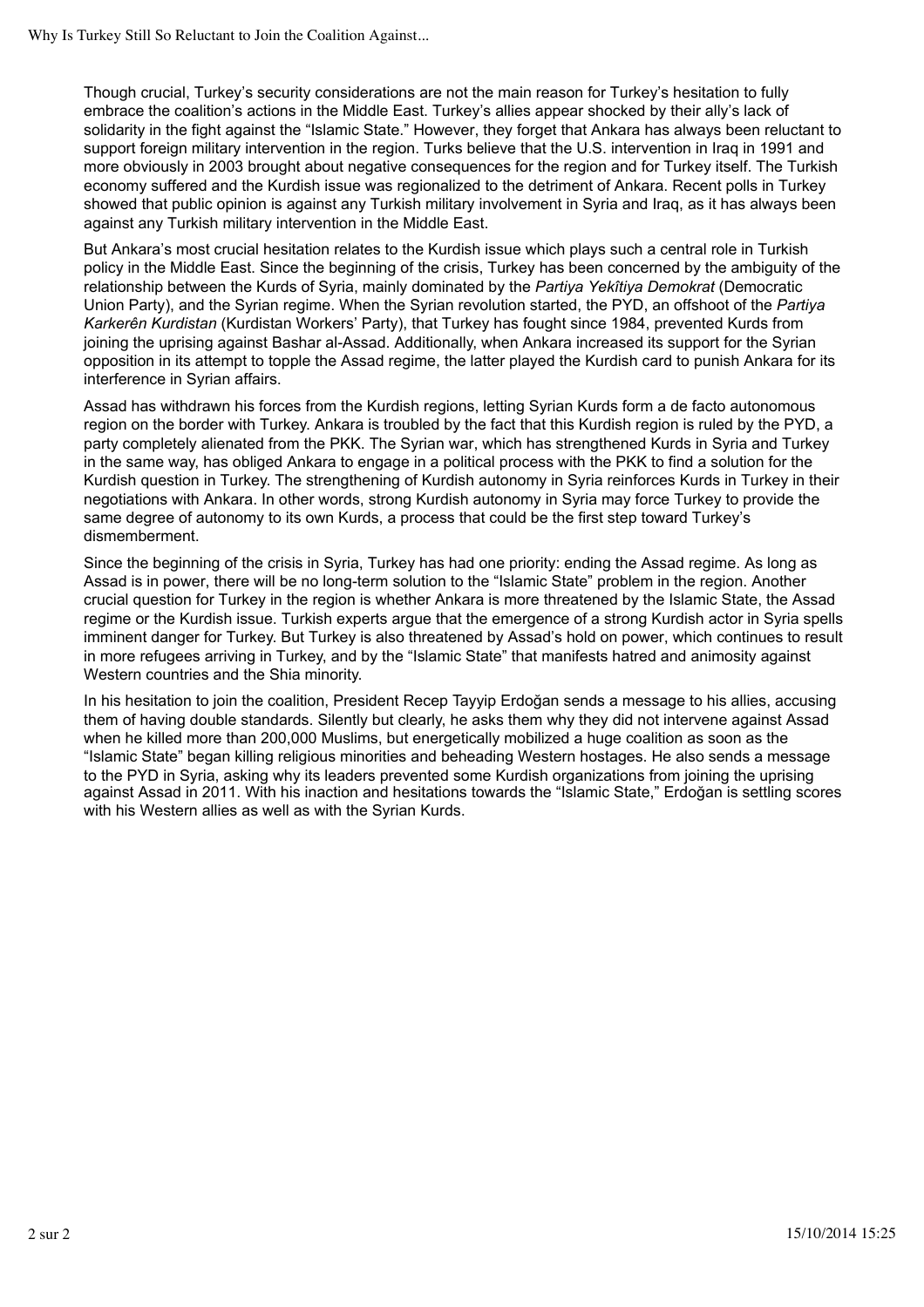Though crucial, Turkey's security considerations are not the main reason for Turkey's hesitation to fully embrace the coalition's actions in the Middle East. Turkey's allies appear shocked by their ally's lack of solidarity in the fight against the "Islamic State." However, they forget that Ankara has always been reluctant to support foreign military intervention in the region. Turks believe that the U.S. intervention in Iraq in 1991 and more obviously in 2003 brought about negative consequences for the region and for Turkey itself. The Turkish economy suffered and the Kurdish issue was regionalized to the detriment of Ankara. Recent polls in Turkey showed that public opinion is against any Turkish military involvement in Syria and Iraq, as it has always been against any Turkish military intervention in the Middle East.

But Ankara's most crucial hesitation relates to the Kurdish issue which plays such a central role in Turkish policy in the Middle East. Since the beginning of the crisis, Turkey has been concerned by the ambiguity of the relationship between the Kurds of Syria, mainly dominated by the *Partiya Yekîtiya Demokrat* (Democratic Union Party), and the Syrian regime. When the Syrian revolution started, the PYD, an offshoot of the *Partiya Karkerên Kurdistan* (Kurdistan Workers' Party), that Turkey has fought since 1984, prevented Kurds from joining the uprising against Bashar al-Assad. Additionally, when Ankara increased its support for the Syrian opposition in its attempt to topple the Assad regime, the latter played the Kurdish card to punish Ankara for its interference in Syrian affairs.

Assad has withdrawn his forces from the Kurdish regions, letting Syrian Kurds form a de facto autonomous region on the border with Turkey. Ankara is troubled by the fact that this Kurdish region is ruled by the PYD, a party completely alienated from the PKK. The Syrian war, which has strengthened Kurds in Syria and Turkey in the same way, has obliged Ankara to engage in a political process with the PKK to find a solution for the Kurdish question in Turkey. The strengthening of Kurdish autonomy in Syria reinforces Kurds in Turkey in their negotiations with Ankara. In other words, strong Kurdish autonomy in Syria may force Turkey to provide the same degree of autonomy to its own Kurds, a process that could be the first step toward Turkey's dismemberment.

Since the beginning of the crisis in Syria, Turkey has had one priority: ending the Assad regime. As long as Assad is in power, there will be no long-term solution to the "Islamic State" problem in the region. Another crucial question for Turkey in the region is whether Ankara is more threatened by the Islamic State, the Assad regime or the Kurdish issue. Turkish experts argue that the emergence of a strong Kurdish actor in Syria spells imminent danger for Turkey. But Turkey is also threatened by Assad's hold on power, which continues to result in more refugees arriving in Turkey, and by the "Islamic State" that manifests hatred and animosity against Western countries and the Shia minority.

In his hesitation to join the coalition, President Recep Tayyip Erdoğan sends a message to his allies, accusing them of having double standards. Silently but clearly, he asks them why they did not intervene against Assad when he killed more than 200,000 Muslims, but energetically mobilized a huge coalition as soon as the "Islamic State" began killing religious minorities and beheading Western hostages. He also sends a message to the PYD in Syria, asking why its leaders prevented some Kurdish organizations from joining the uprising against Assad in 2011. With his inaction and hesitations towards the "Islamic State," Erdoğan is settling scores with his Western allies as well as with the Syrian Kurds.